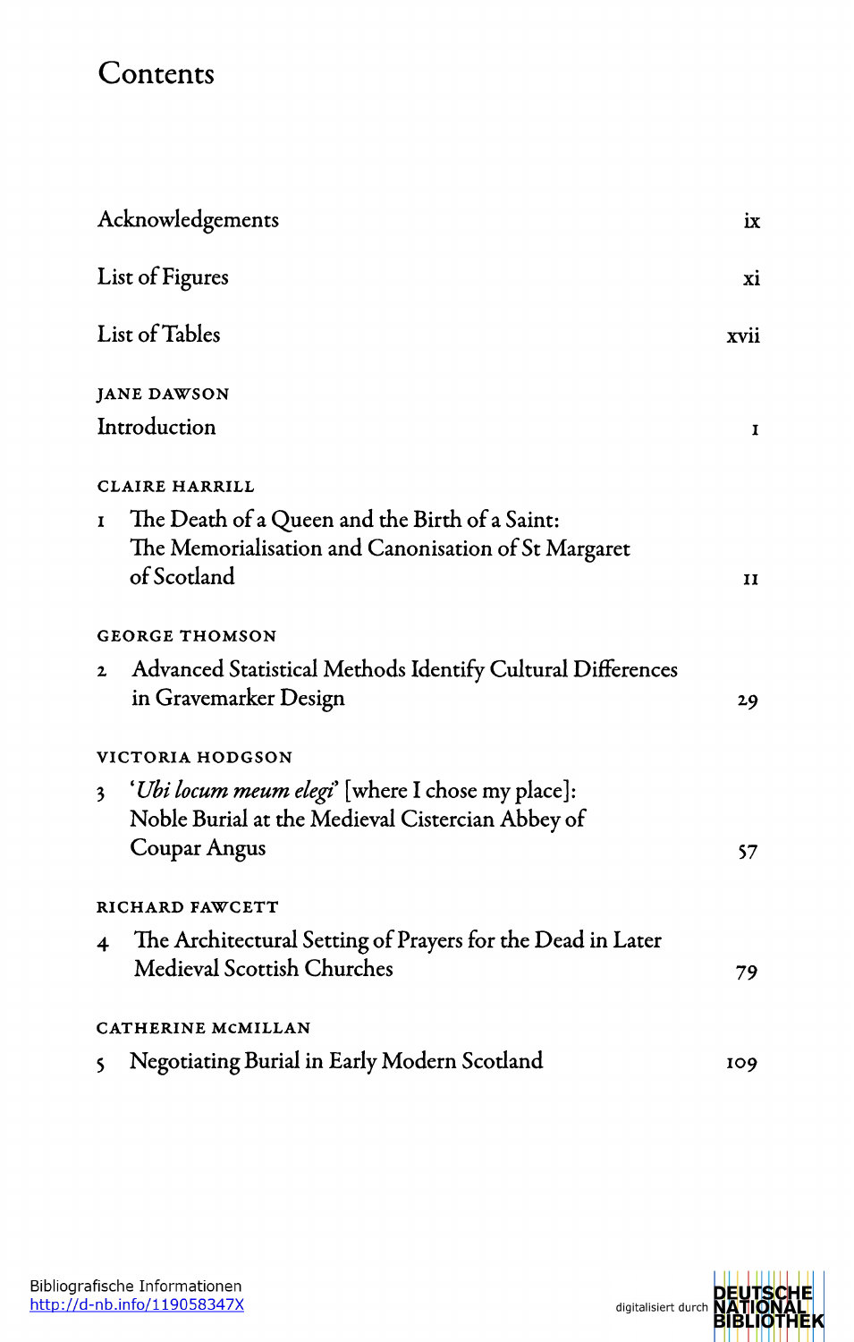# Contents

| | |
|---|---|
| Acknowledgements | ix |
| List of Figures | xi |
| List of Tables | xvii |
| JANE DAWSON<br>Introduction | 1 |
| CLAIRE HARRILL<br>1 The Death of a Queen and the Birth of a Saint: The Memorialisation and Canonisation of St Margaret of Scotland | 11 |
| GEORGE THOMSON<br>2 Advanced Statistical Methods Identify Cultural Differences in Gravemarker Design | 29 |
| VICTORIA HODGSON<br>3 '*Ubi locum meum elegi*' [where I chose my place]: Noble Burial at the Medieval Cistercian Abbey of Coupar Angus | 57 |
| RICHARD FAWCETT<br>4 The Architectural Setting of Prayers for the Dead in Later Medieval Scottish Churches | 79 |
| CATHERINE MCMILLAN<br>5 Negotiating Burial in Early Modern Scotland | 109 |

Bibliografische Informationen
http://d-nb.info/119058347X

digitalisiert durch DEUTSCHE NATIONAL BIBLIOTHEK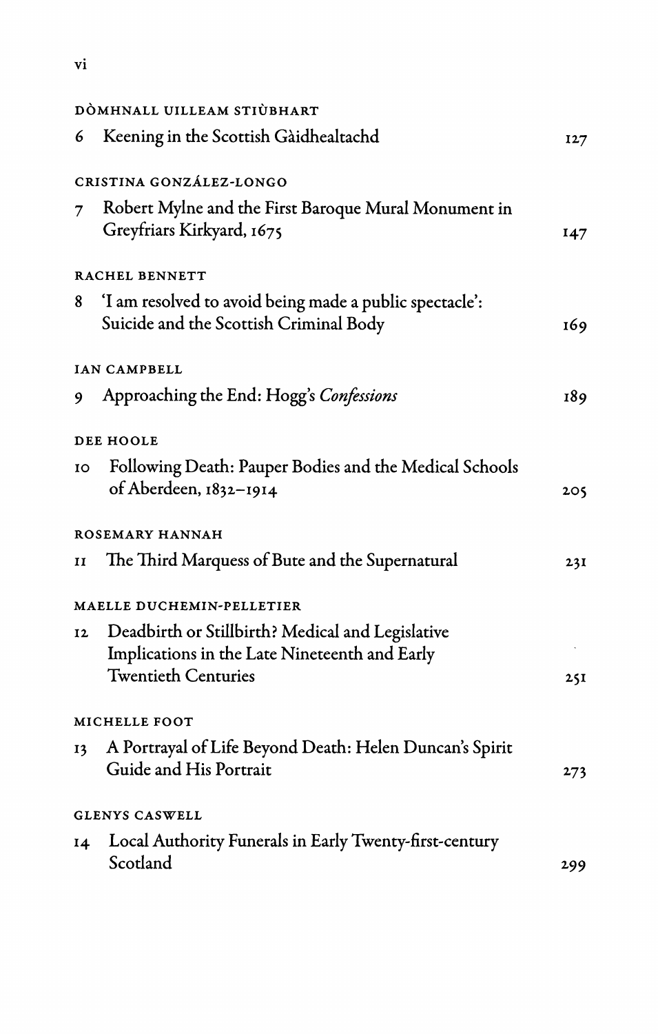DÒMHNALL UILLEAM STIÙBHART

6 Keening in the Scottish Gàidhealtachd 127

CRISTINA GONZÁLEZ-LONGO

7 Robert Mylne and the First Baroque Mural Monument in Greyfriars Kirkyard, 1675 147

RACHEL BENNETT

8 'I am resolved to avoid being made a public spectacle': Suicide and the Scottish Criminal Body 169

IAN CAMPBELL

9 Approaching the End: Hogg's *Confessions* 189

DEE HOOLE

10 Following Death: Pauper Bodies and the Medical Schools of Aberdeen, 1832–1914 205

ROSEMARY HANNAH

11 The Third Marquess of Bute and the Supernatural 231

MAELLE DUCHEMIN-PELLETIER

12 Deadbirth or Stillbirth? Medical and Legislative Implications in the Late Nineteenth and Early Twentieth Centuries 251

MICHELLE FOOT

13 A Portrayal of Life Beyond Death: Helen Duncan's Spirit Guide and His Portrait 273

GLENYS CASWELL

14 Local Authority Funerals in Early Twenty-first-century Scotland 299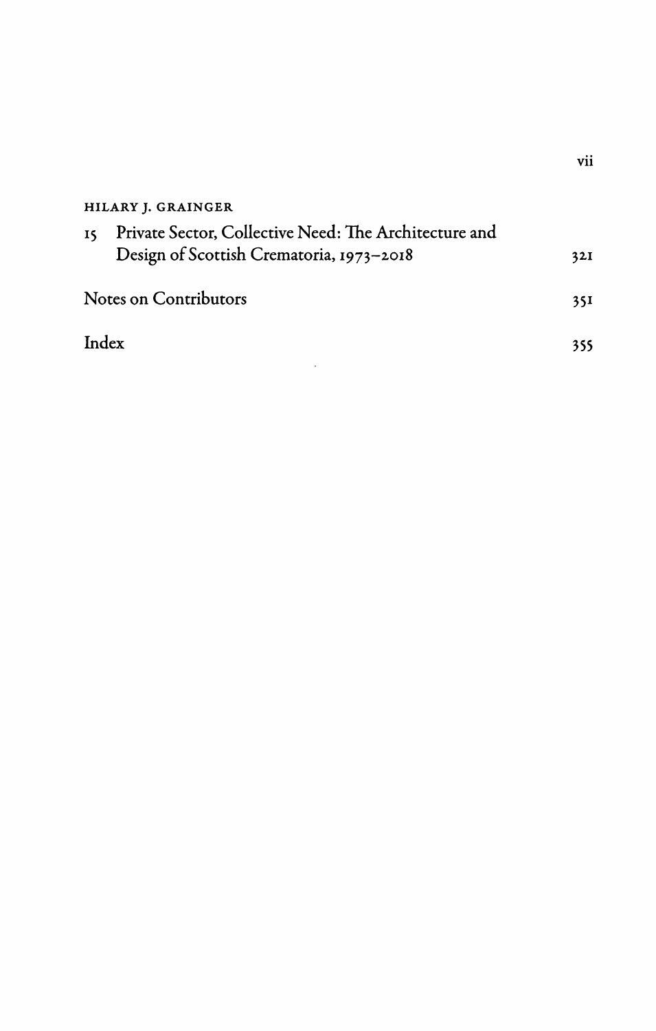HILARY J. GRAINGER

15 Private Sector, Collective Need: The Architecture and Design of Scottish Crematoria, 1973–2018 321

Notes on Contributors 351

Index 355